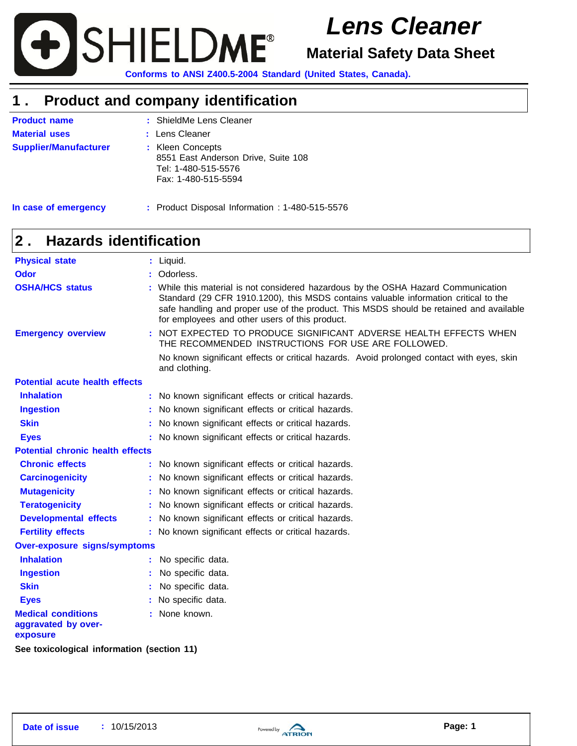# Lens Cleaner

## Material Safety Data Sheet

SHIELDME®

**Conforms to ANSI Z400.5-2004 Standard (United States, Canada).**

## 1 . Product and company identification

**Product name** : ShieldMe Lens Cleaner

**Material uses** : Lens Cleaner

**Supplier/Manufacturer** : Kleen Concepts
8551 East Anderson Drive, Suite 108
Tel: 1-480-515-5576
Fax: 1-480-515-5594

**In case of emergency** : Product Disposal Information : 1-480-515-5576

## 2 . Hazards identification

**Physical state** : Liquid.

**Odor** : Odorless.

**OSHA/HCS status** : While this material is not considered hazardous by the OSHA Hazard Communication Standard (29 CFR 1910.1200), this MSDS contains valuable information critical to the safe handling and proper use of the product. This MSDS should be retained and available for employees and other users of this product.

**Emergency overview** : NOT EXPECTED TO PRODUCE SIGNIFICANT ADVERSE HEALTH EFFECTS WHEN THE RECOMMENDED INSTRUCTIONS FOR USE ARE FOLLOWED.

No known significant effects or critical hazards. Avoid prolonged contact with eyes, skin and clothing.

**Potential acute health effects**

**Inhalation** : No known significant effects or critical hazards.

**Ingestion** : No known significant effects or critical hazards.

**Skin** : No known significant effects or critical hazards.

**Eyes** : No known significant effects or critical hazards.

**Potential chronic health effects**

**Chronic effects** : No known significant effects or critical hazards.

**Carcinogenicity** : No known significant effects or critical hazards.

**Mutagenicity** : No known significant effects or critical hazards.

**Teratogenicity** : No known significant effects or critical hazards.

**Developmental effects** : No known significant effects or critical hazards.

**Fertility effects** : No known significant effects or critical hazards.

**Over-exposure signs/symptoms**

**Inhalation** : No specific data.

**Ingestion** : No specific data.

**Skin** : No specific data.

**Eyes** : No specific data.

**Medical conditions aggravated by over-exposure** : None known.

**See toxicological information (section 11)**

**Date of issue** : 10/15/2013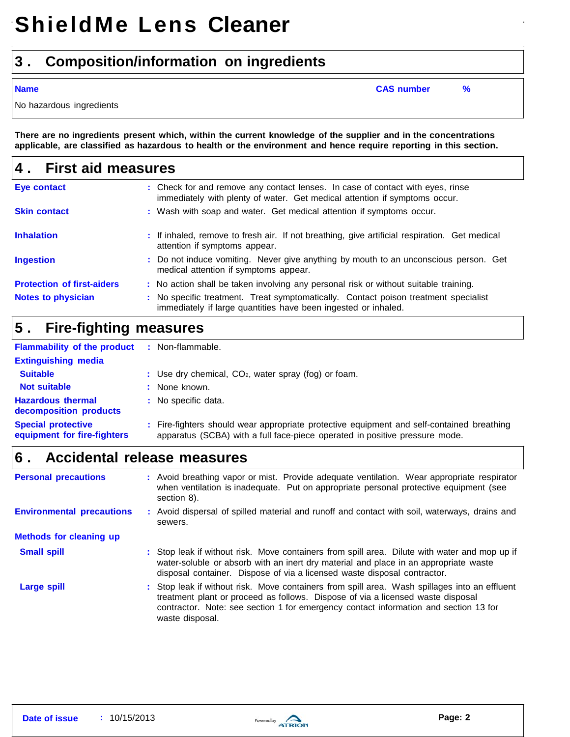# ShieldMe Lens Cleaner

## 3 . Composition/information on ingredients

| Name | CAS number | % |
| --- | --- | --- |
| No hazardous ingredients | | |

**There are no ingredients present which, within the current knowledge of the supplier and in the concentrations applicable, are classified as hazardous to health or the environment and hence require reporting in this section.**

## 4 . First aid measures

**Eye contact** : Check for and remove any contact lenses. In case of contact with eyes, rinse immediately with plenty of water. Get medical attention if symptoms occur.

**Skin contact** : Wash with soap and water. Get medical attention if symptoms occur.

**Inhalation** : If inhaled, remove to fresh air. If not breathing, give artificial respiration. Get medical attention if symptoms appear.

**Ingestion** : Do not induce vomiting. Never give anything by mouth to an unconscious person. Get medical attention if symptoms appear.

**Protection of first-aiders** : No action shall be taken involving any personal risk or without suitable training.

**Notes to physician** : No specific treatment. Treat symptomatically. Contact poison treatment specialist immediately if large quantities have been ingested or inhaled.

## 5 . Fire-fighting measures

**Flammability of the product** : Non-flammable.

**Extinguishing media**

**Suitable** : Use dry chemical, $CO_2$, water spray (fog) or foam.

**Not suitable** : None known.

**Hazardous thermal decomposition products** : No specific data.

**Special protective equipment for fire-fighters** : Fire-fighters should wear appropriate protective equipment and self-contained breathing apparatus (SCBA) with a full face-piece operated in positive pressure mode.

## 6 . Accidental release measures

**Personal precautions** : Avoid breathing vapor or mist. Provide adequate ventilation. Wear appropriate respirator when ventilation is inadequate. Put on appropriate personal protective equipment (see section 8).

**Environmental precautions** : Avoid dispersal of spilled material and runoff and contact with soil, waterways, drains and sewers.

**Methods for cleaning up**

**Small spill** : Stop leak if without risk. Move containers from spill area. Dilute with water and mop up if water-soluble or absorb with an inert dry material and place in an appropriate waste disposal container. Dispose of via a licensed waste disposal contractor.

**Large spill** : Stop leak if without risk. Move containers from spill area. Wash spillages into an effluent treatment plant or proceed as follows. Dispose of via a licensed waste disposal contractor. Note: see section 1 for emergency contact information and section 13 for waste disposal.

**Date of issue** : 10/15/2013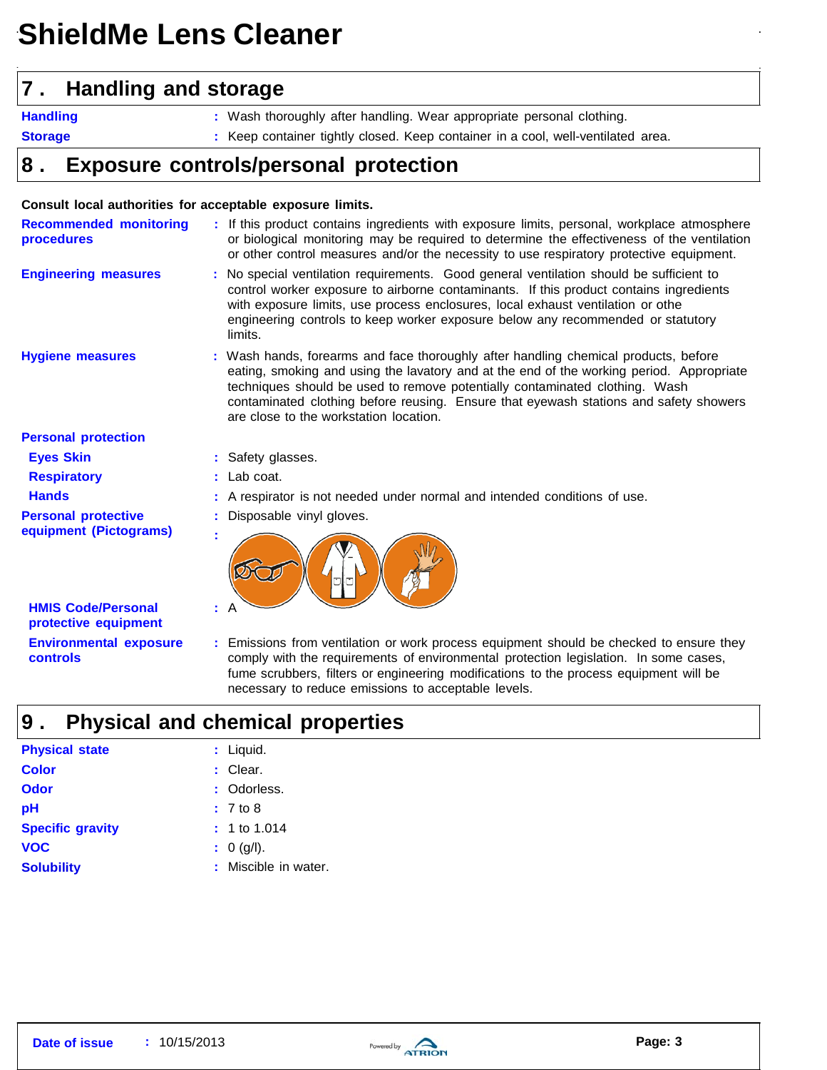# ShieldMe Lens Cleaner

## 7. Handling and storage

**Handling** : Wash thoroughly after handling. Wear appropriate personal clothing.

**Storage** : Keep container tightly closed. Keep container in a cool, well-ventilated area.

## 8. Exposure controls/personal protection

**Consult local authorities for acceptable exposure limits.**

**Recommended monitoring procedures** : If this product contains ingredients with exposure limits, personal, workplace atmosphere or biological monitoring may be required to determine the effectiveness of the ventilation or other control measures and/or the necessity to use respiratory protective equipment.

**Engineering measures** : No special ventilation requirements. Good general ventilation should be sufficient to control worker exposure to airborne contaminants. If this product contains ingredients with exposure limits, use process enclosures, local exhaust ventilation or othe engineering controls to keep worker exposure below any recommended or statutory limits.

**Hygiene measures** : Wash hands, forearms and face thoroughly after handling chemical products, before eating, smoking and using the lavatory and at the end of the working period. Appropriate techniques should be used to remove potentially contaminated clothing. Wash contaminated clothing before reusing. Ensure that eyewash stations and safety showers are close to the workstation location.

**Personal protection**

**Eyes Skin** : Safety glasses.

**Respiratory** : Lab coat.

**Hands** : A respirator is not needed under normal and intended conditions of use.

**Personal protective equipment (Pictograms)** : Disposable vinyl gloves.

:

**HMIS Code/Personal protective equipment** : A

**Environmental exposure controls** : Emissions from ventilation or work process equipment should be checked to ensure they comply with the requirements of environmental protection legislation. In some cases, fume scrubbers, filters or engineering modifications to the process equipment will be necessary to reduce emissions to acceptable levels.

## 9. Physical and chemical properties

**Physical state** : Liquid.

**Color** : Clear.

**Odor** : Odorless.

**pH** : 7 to 8

**Specific gravity** : 1 to 1.014

**VOC** : 0 (g/l).

**Solubility** : Miscible in water.

**Date of issue** : 10/15/2013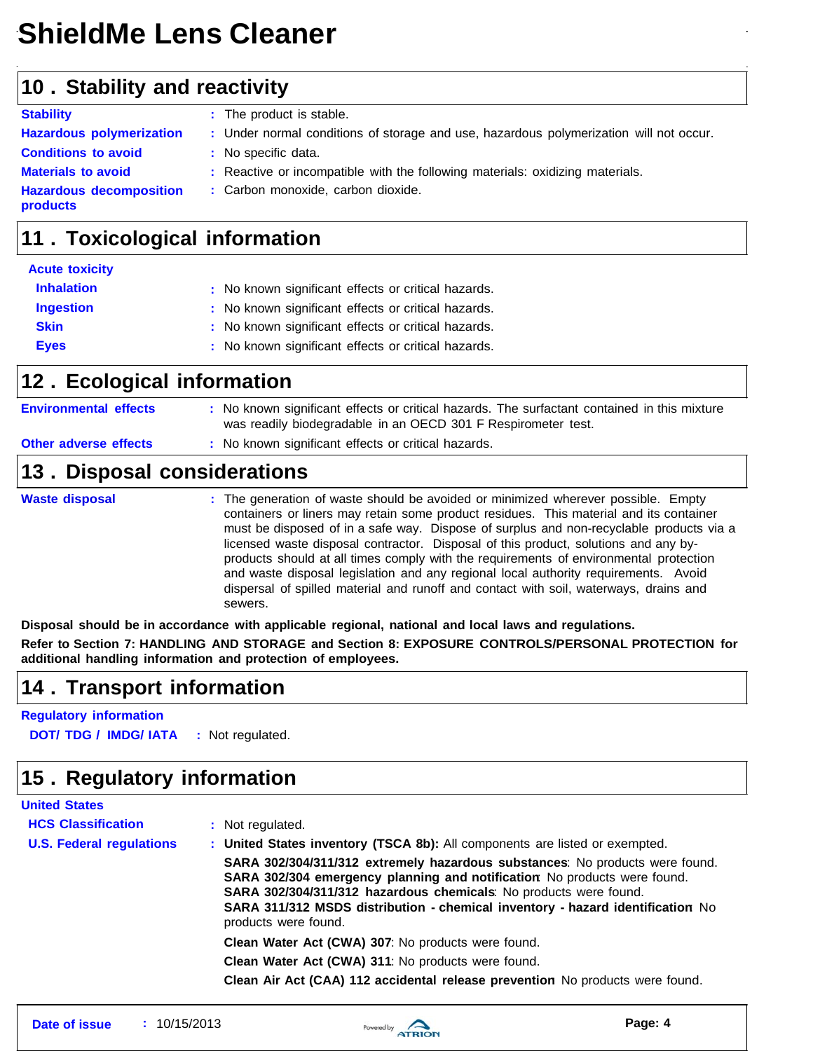# ShieldMe Lens Cleaner

## 10 . Stability and reactivity

| | |
|---|---|
| **Stability** | The product is stable. |
| **Hazardous polymerization** | Under normal conditions of storage and use, hazardous polymerization will not occur. |
| **Conditions to avoid** | No specific data. |
| **Materials to avoid** | Reactive or incompatible with the following materials: oxidizing materials. |
| **Hazardous decomposition products** | Carbon monoxide, carbon dioxide. |

## 11 . Toxicological information

**Acute toxicity**

| | |
|---|---|
| **Inhalation** | No known significant effects or critical hazards. |
| **Ingestion** | No known significant effects or critical hazards. |
| **Skin** | No known significant effects or critical hazards. |
| **Eyes** | No known significant effects or critical hazards. |

## 12 . Ecological information

| | |
|---|---|
| **Environmental effects** | No known significant effects or critical hazards. The surfactant contained in this mixture was readily biodegradable in an OECD 301 F Respirometer test. |
| **Other adverse effects** | No known significant effects or critical hazards. |

## 13 . Disposal considerations

**Waste disposal** : The generation of waste should be avoided or minimized wherever possible. Empty containers or liners may retain some product residues. This material and its container must be disposed of in a safe way. Dispose of surplus and non-recyclable products via a licensed waste disposal contractor. Disposal of this product, solutions and any by-products should at all times comply with the requirements of environmental protection and waste disposal legislation and any regional local authority requirements. Avoid dispersal of spilled material and runoff and contact with soil, waterways, drains and sewers.

**Disposal should be in accordance with applicable regional, national and local laws and regulations.**

**Refer to Section 7: HANDLING AND STORAGE and Section 8: EXPOSURE CONTROLS/PERSONAL PROTECTION for additional handling information and protection of employees.**

## 14 . Transport information

**Regulatory information**

**DOT/ TDG / IMDG/ IATA** : Not regulated.

## 15 . Regulatory information

**United States**

**HCS Classification** : Not regulated.

**U.S. Federal regulations** : **United States inventory (TSCA 8b):** All components are listed or exempted.

**SARA 302/304/311/312 extremely hazardous substances**: No products were found.
**SARA 302/304 emergency planning and notification**: No products were found.
**SARA 302/304/311/312 hazardous chemicals**: No products were found.
**SARA 311/312 MSDS distribution - chemical inventory - hazard identification**: No products were found.

**Clean Water Act (CWA) 307**: No products were found.

**Clean Water Act (CWA) 311**: No products were found.

**Clean Air Act (CAA) 112 accidental release prevention**: No products were found.

**Date of issue** : 10/15/2013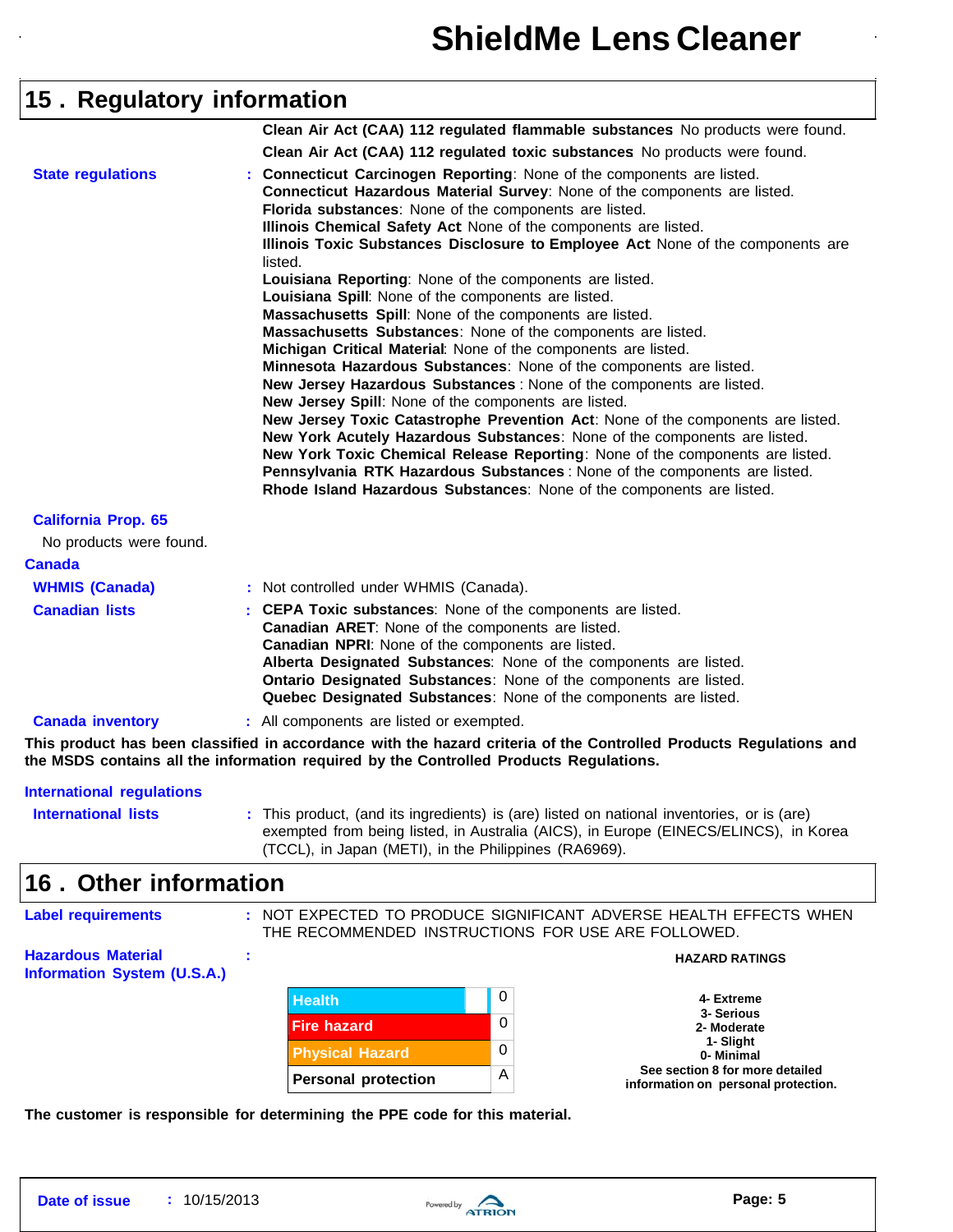## 15 . Regulatory information

**Clean Air Act (CAA) 112 regulated flammable substances** No products were found.

**Clean Air Act (CAA) 112 regulated toxic substances** No products were found.

**State regulations** : **Connecticut Carcinogen Reporting**: None of the components are listed.
**Connecticut Hazardous Material Survey**: None of the components are listed.
**Florida substances**: None of the components are listed.
**Illinois Chemical Safety Act** None of the components are listed.
**Illinois Toxic Substances Disclosure to Employee Act** None of the components are listed.
**Louisiana Reporting**: None of the components are listed.
**Louisiana Spill**: None of the components are listed.
**Massachusetts Spill**: None of the components are listed.
**Massachusetts Substances**: None of the components are listed.
**Michigan Critical Material**: None of the components are listed.
**Minnesota Hazardous Substances**: None of the components are listed.
**New Jersey Hazardous Substances** : None of the components are listed.
**New Jersey Spill**: None of the components are listed.
**New Jersey Toxic Catastrophe Prevention Act**: None of the components are listed.
**New York Acutely Hazardous Substances**: None of the components are listed.
**New York Toxic Chemical Release Reporting**: None of the components are listed.
**Pennsylvania RTK Hazardous Substances** : None of the components are listed.
**Rhode Island Hazardous Substances**: None of the components are listed.

**California Prop. 65**

No products were found.

**Canada**

**WHMIS (Canada)** : Not controlled under WHMIS (Canada).

**Canadian lists** : **CEPA Toxic substances**: None of the components are listed.
**Canadian ARET**: None of the components are listed.
**Canadian NPRI**: None of the components are listed.
**Alberta Designated Substances**: None of the components are listed.
**Ontario Designated Substances**: None of the components are listed.
**Quebec Designated Substances**: None of the components are listed.

**Canada inventory** : All components are listed or exempted.

**This product has been classified in accordance with the hazard criteria of the Controlled Products Regulations and the MSDS contains all the information required by the Controlled Products Regulations.**

**International regulations**

**International lists** : This product, (and its ingredients) is (are) listed on national inventories, or is (are) exempted from being listed, in Australia (AICS), in Europe (EINECS/ELINCS), in Korea (TCCL), in Japan (METI), in the Philippines (RA6969).

## 16 . Other information

**Label requirements** : NOT EXPECTED TO PRODUCE SIGNIFICANT ADVERSE HEALTH EFFECTS WHEN THE RECOMMENDED INSTRUCTIONS FOR USE ARE FOLLOWED.

**Hazardous Material Information System (U.S.A.)** :

| | |
|---|---|
| Health | 0 |
| Fire hazard | 0 |
| Physical Hazard | 0 |
| Personal protection | A |

**HAZARD RATINGS**

**4- Extreme**
**3- Serious**
**2- Moderate**
**1- Slight**
**0- Minimal**
**See section 8 for more detailed information on personal protection.**

**The customer is responsible for determining the PPE code for this material.**

**Date of issue** : 10/15/2013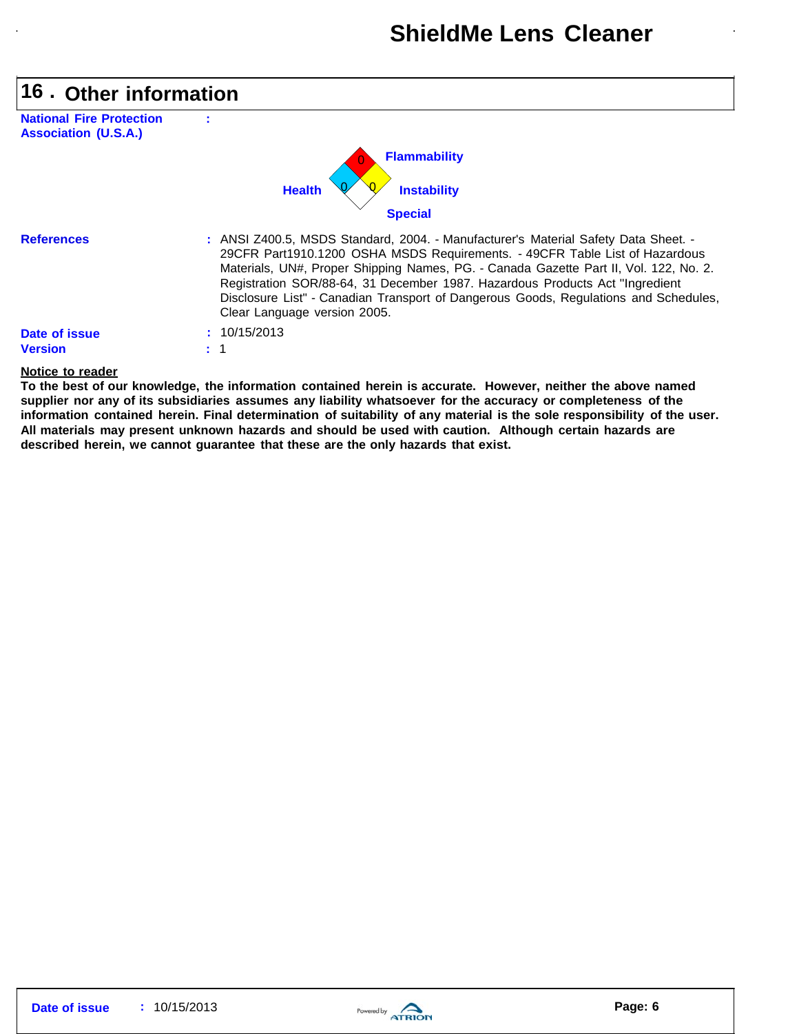## 16 . Other information

**National Fire Protection Association (U.S.A.)** :

Flammability 0
Health 0
Instability 0
Special

**References** : ANSI Z400.5, MSDS Standard, 2004. - Manufacturer's Material Safety Data Sheet. - 29CFR Part1910.1200 OSHA MSDS Requirements. - 49CFR Table List of Hazardous Materials, UN#, Proper Shipping Names, PG. - Canada Gazette Part II, Vol. 122, No. 2. Registration SOR/88-64, 31 December 1987. Hazardous Products Act "Ingredient Disclosure List" - Canadian Transport of Dangerous Goods, Regulations and Schedules, Clear Language version 2005.

**Date of issue** : 10/15/2013

**Version** : 1

**Notice to reader**

**To the best of our knowledge, the information contained herein is accurate. However, neither the above named supplier nor any of its subsidiaries assumes any liability whatsoever for the accuracy or completeness of the information contained herein. Final determination of suitability of any material is the sole responsibility of the user. All materials may present unknown hazards and should be used with caution. Although certain hazards are described herein, we cannot guarantee that these are the only hazards that exist.**